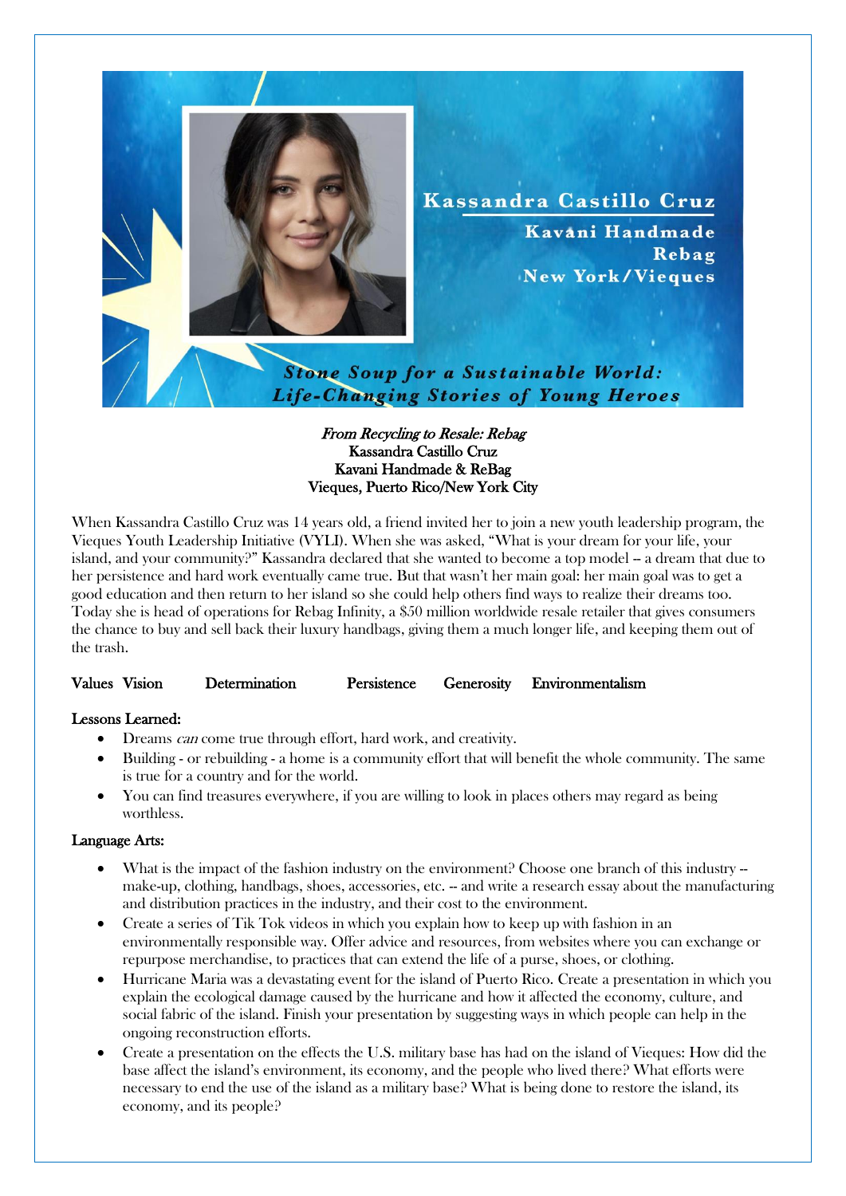Kassandra Castillo Cruz

Kavani Handmade

Rebag

New York/Vieques

Stone Soup for a Sustainable World: Life-Changing Stories of Young Heroes

*From Recycling to Resale: Rebag*
Kassandra Castillo Cruz
Kavani Handmade & ReBag
Vieques, Puerto Rico/New York City

When Kassandra Castillo Cruz was 14 years old, a friend invited her to join a new youth leadership program, the Vieques Youth Leadership Initiative (VYLI). When she was asked, "What is your dream for your life, your island, and your community?" Kassandra declared that she wanted to become a top model -- a dream that due to her persistence and hard work eventually came true. But that wasn't her main goal: her main goal was to get a good education and then return to her island so she could help others find ways to realize their dreams too. Today she is head of operations for Rebag Infinity, a $50 million worldwide resale retailer that gives consumers the chance to buy and sell back their luxury handbags, giving them a much longer life, and keeping them out of the trash.

**Values** Vision Determination Persistence Generosity Environmentalism

**Lessons Learned:**

- Dreams *can* come true through effort, hard work, and creativity.
- Building - or rebuilding - a home is a community effort that will benefit the whole community. The same is true for a country and for the world.
- You can find treasures everywhere, if you are willing to look in places others may regard as being worthless.

**Language Arts:**

- What is the impact of the fashion industry on the environment? Choose one branch of this industry -- make-up, clothing, handbags, shoes, accessories, etc. -- and write a research essay about the manufacturing and distribution practices in the industry, and their cost to the environment.
- Create a series of Tik Tok videos in which you explain how to keep up with fashion in an environmentally responsible way. Offer advice and resources, from websites where you can exchange or repurpose merchandise, to practices that can extend the life of a purse, shoes, or clothing.
- Hurricane Maria was a devastating event for the island of Puerto Rico. Create a presentation in which you explain the ecological damage caused by the hurricane and how it affected the economy, culture, and social fabric of the island. Finish your presentation by suggesting ways in which people can help in the ongoing reconstruction efforts.
- Create a presentation on the effects the U.S. military base has had on the island of Vieques: How did the base affect the island's environment, its economy, and the people who lived there? What efforts were necessary to end the use of the island as a military base? What is being done to restore the island, its economy, and its people?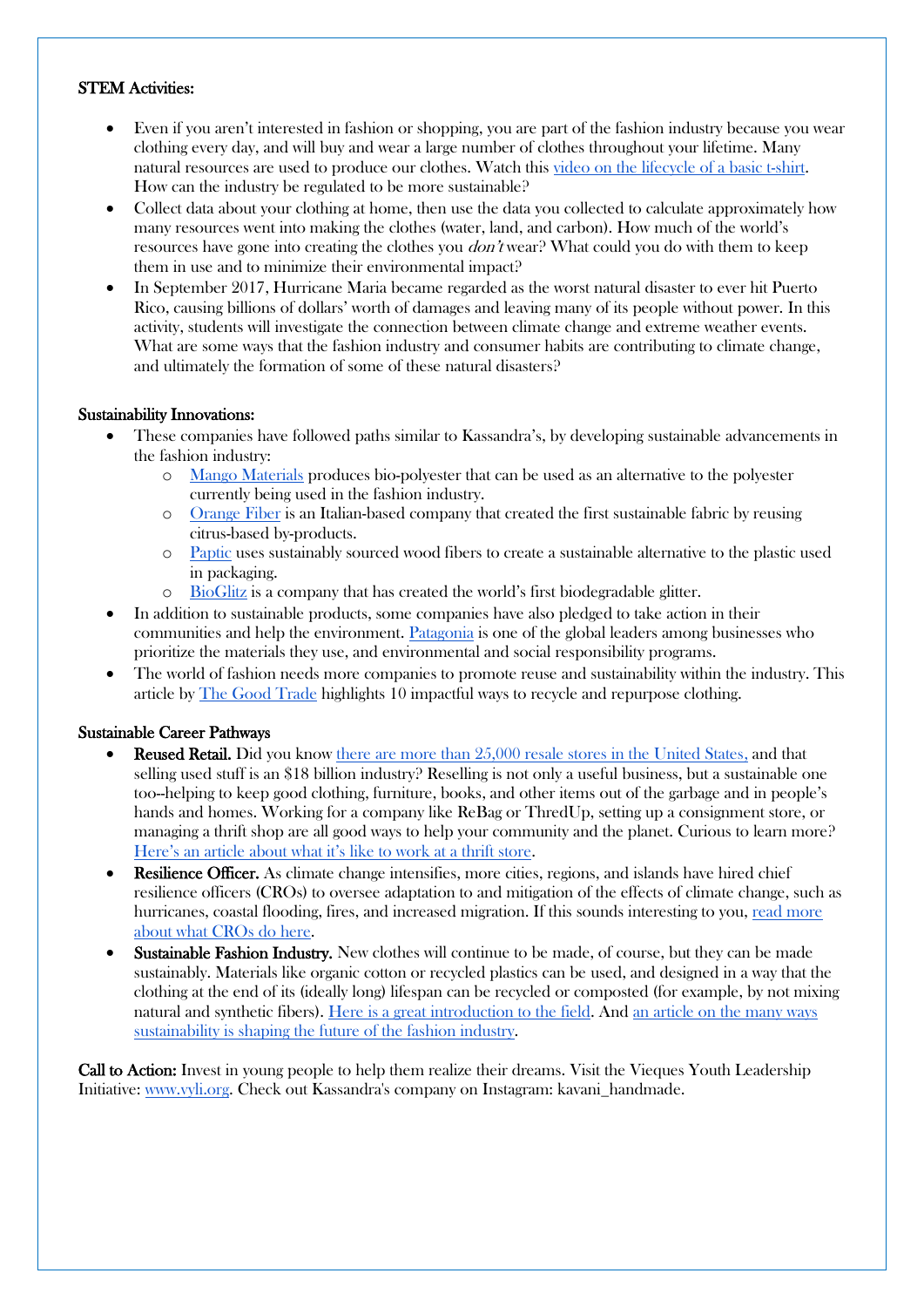**STEM Activities:**

- Even if you aren't interested in fashion or shopping, you are part of the fashion industry because you wear clothing every day, and will buy and wear a large number of clothes throughout your lifetime. Many natural resources are used to produce our clothes. Watch this video on the lifecycle of a basic t-shirt. How can the industry be regulated to be more sustainable?
- Collect data about your clothing at home, then use the data you collected to calculate approximately how many resources went into making the clothes (water, land, and carbon). How much of the world's resources have gone into creating the clothes you *don't* wear? What could you do with them to keep them in use and to minimize their environmental impact?
- In September 2017, Hurricane Maria became regarded as the worst natural disaster to ever hit Puerto Rico, causing billions of dollars' worth of damages and leaving many of its people without power. In this activity, students will investigate the connection between climate change and extreme weather events. What are some ways that the fashion industry and consumer habits are contributing to climate change, and ultimately the formation of some of these natural disasters?

**Sustainability Innovations:**

- These companies have followed paths similar to Kassandra's, by developing sustainable advancements in the fashion industry:
  - Mango Materials produces bio-polyester that can be used as an alternative to the polyester currently being used in the fashion industry.
  - Orange Fiber is an Italian-based company that created the first sustainable fabric by reusing citrus-based by-products.
  - Paptic uses sustainably sourced wood fibers to create a sustainable alternative to the plastic used in packaging.
  - BioGlitz is a company that has created the world's first biodegradable glitter.
- In addition to sustainable products, some companies have also pledged to take action in their communities and help the environment. Patagonia is one of the global leaders among businesses who prioritize the materials they use, and environmental and social responsibility programs.
- The world of fashion needs more companies to promote reuse and sustainability within the industry. This article by The Good Trade highlights 10 impactful ways to recycle and repurpose clothing.

**Sustainable Career Pathways**

- **Reused Retail.** Did you know there are more than 25,000 resale stores in the United States, and that selling used stuff is an $18 billion industry? Reselling is not only a useful business, but a sustainable one too--helping to keep good clothing, furniture, books, and other items out of the garbage and in people's hands and homes. Working for a company like ReBag or ThredUp, setting up a consignment store, or managing a thrift shop are all good ways to help your community and the planet. Curious to learn more? Here's an article about what it's like to work at a thrift store.
- **Resilience Officer.** As climate change intensifies, more cities, regions, and islands have hired chief resilience officers (CROs) to oversee adaptation to and mitigation of the effects of climate change, such as hurricanes, coastal flooding, fires, and increased migration. If this sounds interesting to you, read more about what CROs do here.
- **Sustainable Fashion Industry.** New clothes will continue to be made, of course, but they can be made sustainably. Materials like organic cotton or recycled plastics can be used, and designed in a way that the clothing at the end of its (ideally long) lifespan can be recycled or composted (for example, by not mixing natural and synthetic fibers). Here is a great introduction to the field. And an article on the many ways sustainability is shaping the future of the fashion industry.

**Call to Action:** Invest in young people to help them realize their dreams. Visit the Vieques Youth Leadership Initiative: www.vyli.org. Check out Kassandra's company on Instagram: kavani_handmade.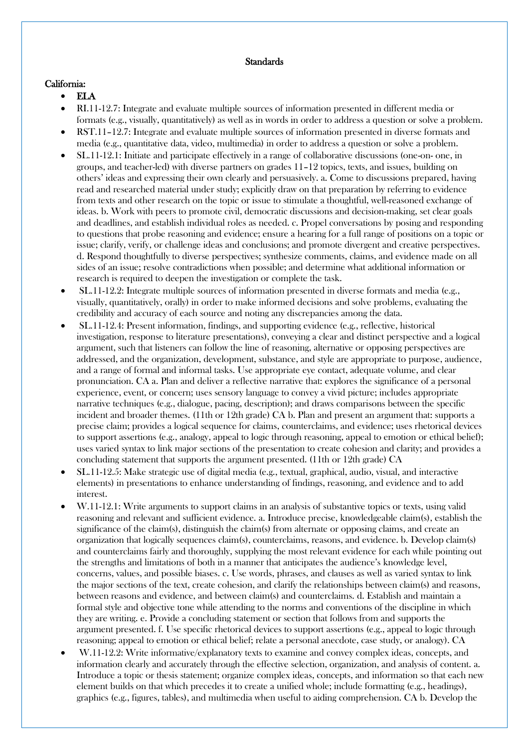## Standards

**California:**

- **ELA**
- RI.11-12.7: Integrate and evaluate multiple sources of information presented in different media or formats (e.g., visually, quantitatively) as well as in words in order to address a question or solve a problem.
- RST.11–12.7: Integrate and evaluate multiple sources of information presented in diverse formats and media (e.g., quantitative data, video, multimedia) in order to address a question or solve a problem.
- SL.11-12.1: Initiate and participate effectively in a range of collaborative discussions (one-on- one, in groups, and teacher-led) with diverse partners on grades 11–12 topics, texts, and issues, building on others' ideas and expressing their own clearly and persuasively. a. Come to discussions prepared, having read and researched material under study; explicitly draw on that preparation by referring to evidence from texts and other research on the topic or issue to stimulate a thoughtful, well-reasoned exchange of ideas. b. Work with peers to promote civil, democratic discussions and decision-making, set clear goals and deadlines, and establish individual roles as needed. c. Propel conversations by posing and responding to questions that probe reasoning and evidence; ensure a hearing for a full range of positions on a topic or issue; clarify, verify, or challenge ideas and conclusions; and promote divergent and creative perspectives. d. Respond thoughtfully to diverse perspectives; synthesize comments, claims, and evidence made on all sides of an issue; resolve contradictions when possible; and determine what additional information or research is required to deepen the investigation or complete the task.
- SL.11-12.2: Integrate multiple sources of information presented in diverse formats and media (e.g., visually, quantitatively, orally) in order to make informed decisions and solve problems, evaluating the credibility and accuracy of each source and noting any discrepancies among the data.
- SL.11-12.4: Present information, findings, and supporting evidence (e.g., reflective, historical investigation, response to literature presentations), conveying a clear and distinct perspective and a logical argument, such that listeners can follow the line of reasoning, alternative or opposing perspectives are addressed, and the organization, development, substance, and style are appropriate to purpose, audience, and a range of formal and informal tasks. Use appropriate eye contact, adequate volume, and clear pronunciation. CA a. Plan and deliver a reflective narrative that: explores the significance of a personal experience, event, or concern; uses sensory language to convey a vivid picture; includes appropriate narrative techniques (e.g., dialogue, pacing, description); and draws comparisons between the specific incident and broader themes. (11th or 12th grade) CA b. Plan and present an argument that: supports a precise claim; provides a logical sequence for claims, counterclaims, and evidence; uses rhetorical devices to support assertions (e.g., analogy, appeal to logic through reasoning, appeal to emotion or ethical belief); uses varied syntax to link major sections of the presentation to create cohesion and clarity; and provides a concluding statement that supports the argument presented. (11th or 12th grade) CA
- SL.11-12.5: Make strategic use of digital media (e.g., textual, graphical, audio, visual, and interactive elements) in presentations to enhance understanding of findings, reasoning, and evidence and to add interest.
- W.11-12.1: Write arguments to support claims in an analysis of substantive topics or texts, using valid reasoning and relevant and sufficient evidence. a. Introduce precise, knowledgeable claim(s), establish the significance of the claim(s), distinguish the claim(s) from alternate or opposing claims, and create an organization that logically sequences claim(s), counterclaims, reasons, and evidence. b. Develop claim(s) and counterclaims fairly and thoroughly, supplying the most relevant evidence for each while pointing out the strengths and limitations of both in a manner that anticipates the audience's knowledge level, concerns, values, and possible biases. c. Use words, phrases, and clauses as well as varied syntax to link the major sections of the text, create cohesion, and clarify the relationships between claim(s) and reasons, between reasons and evidence, and between claim(s) and counterclaims. d. Establish and maintain a formal style and objective tone while attending to the norms and conventions of the discipline in which they are writing. e. Provide a concluding statement or section that follows from and supports the argument presented. f. Use specific rhetorical devices to support assertions (e.g., appeal to logic through reasoning; appeal to emotion or ethical belief; relate a personal anecdote, case study, or analogy). CA
- W.11-12.2: Write informative/explanatory texts to examine and convey complex ideas, concepts, and information clearly and accurately through the effective selection, organization, and analysis of content. a. Introduce a topic or thesis statement; organize complex ideas, concepts, and information so that each new element builds on that which precedes it to create a unified whole; include formatting (e.g., headings), graphics (e.g., figures, tables), and multimedia when useful to aiding comprehension. CA b. Develop the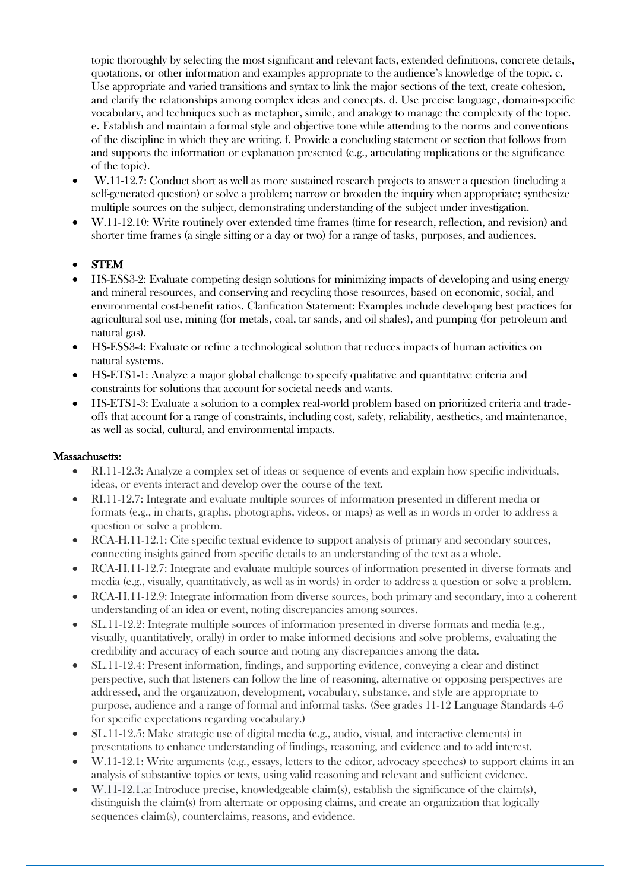topic thoroughly by selecting the most significant and relevant facts, extended definitions, concrete details, quotations, or other information and examples appropriate to the audience's knowledge of the topic. c. Use appropriate and varied transitions and syntax to link the major sections of the text, create cohesion, and clarify the relationships among complex ideas and concepts. d. Use precise language, domain-specific vocabulary, and techniques such as metaphor, simile, and analogy to manage the complexity of the topic. e. Establish and maintain a formal style and objective tone while attending to the norms and conventions of the discipline in which they are writing. f. Provide a concluding statement or section that follows from and supports the information or explanation presented (e.g., articulating implications or the significance of the topic).

- W.11-12.7: Conduct short as well as more sustained research projects to answer a question (including a self-generated question) or solve a problem; narrow or broaden the inquiry when appropriate; synthesize multiple sources on the subject, demonstrating understanding of the subject under investigation.
- W.11-12.10: Write routinely over extended time frames (time for research, reflection, and revision) and shorter time frames (a single sitting or a day or two) for a range of tasks, purposes, and audiences.

- **STEM**
- HS-ESS3-2: Evaluate competing design solutions for minimizing impacts of developing and using energy and mineral resources, and conserving and recycling those resources, based on economic, social, and environmental cost-benefit ratios. Clarification Statement: Examples include developing best practices for agricultural soil use, mining (for metals, coal, tar sands, and oil shales), and pumping (for petroleum and natural gas).
- HS-ESS3-4: Evaluate or refine a technological solution that reduces impacts of human activities on natural systems.
- HS-ETS1-1: Analyze a major global challenge to specify qualitative and quantitative criteria and constraints for solutions that account for societal needs and wants.
- HS-ETS1-3: Evaluate a solution to a complex real-world problem based on prioritized criteria and trade-offs that account for a range of constraints, including cost, safety, reliability, aesthetics, and maintenance, as well as social, cultural, and environmental impacts.

**Massachusetts:**

- RI.11-12.3: Analyze a complex set of ideas or sequence of events and explain how specific individuals, ideas, or events interact and develop over the course of the text.
- RI.11-12.7: Integrate and evaluate multiple sources of information presented in different media or formats (e.g., in charts, graphs, photographs, videos, or maps) as well as in words in order to address a question or solve a problem.
- RCA-H.11-12.1: Cite specific textual evidence to support analysis of primary and secondary sources, connecting insights gained from specific details to an understanding of the text as a whole.
- RCA-H.11-12.7: Integrate and evaluate multiple sources of information presented in diverse formats and media (e.g., visually, quantitatively, as well as in words) in order to address a question or solve a problem.
- RCA-H.11-12.9: Integrate information from diverse sources, both primary and secondary, into a coherent understanding of an idea or event, noting discrepancies among sources.
- SL.11-12.2: Integrate multiple sources of information presented in diverse formats and media (e.g., visually, quantitatively, orally) in order to make informed decisions and solve problems, evaluating the credibility and accuracy of each source and noting any discrepancies among the data.
- SL.11-12.4: Present information, findings, and supporting evidence, conveying a clear and distinct perspective, such that listeners can follow the line of reasoning, alternative or opposing perspectives are addressed, and the organization, development, vocabulary, substance, and style are appropriate to purpose, audience and a range of formal and informal tasks. (See grades 11-12 Language Standards 4-6 for specific expectations regarding vocabulary.)
- SL.11-12.5: Make strategic use of digital media (e.g., audio, visual, and interactive elements) in presentations to enhance understanding of findings, reasoning, and evidence and to add interest.
- W.11-12.1: Write arguments (e.g., essays, letters to the editor, advocacy speeches) to support claims in an analysis of substantive topics or texts, using valid reasoning and relevant and sufficient evidence.
- W.11-12.1.a: Introduce precise, knowledgeable claim(s), establish the significance of the claim(s), distinguish the claim(s) from alternate or opposing claims, and create an organization that logically sequences claim(s), counterclaims, reasons, and evidence.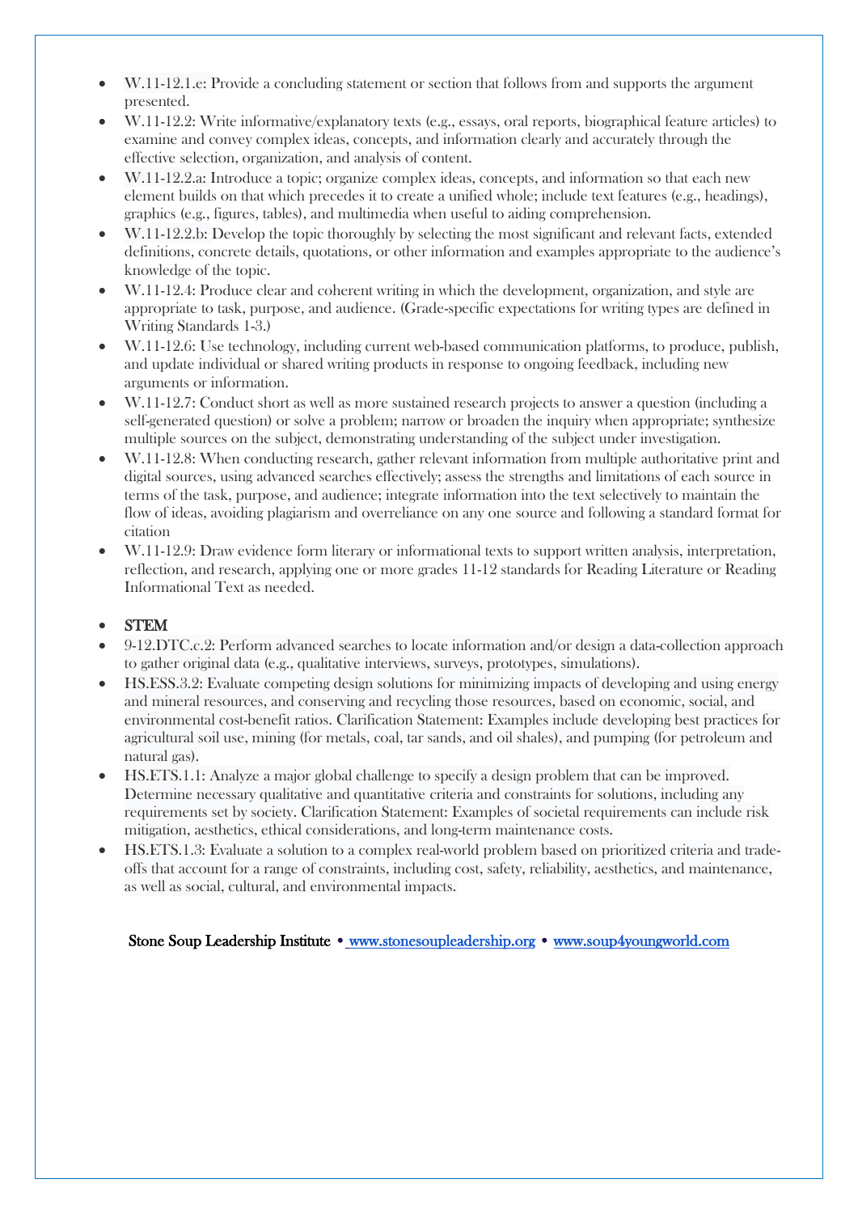- W.11-12.1.e: Provide a concluding statement or section that follows from and supports the argument presented.
- W.11-12.2: Write informative/explanatory texts (e.g., essays, oral reports, biographical feature articles) to examine and convey complex ideas, concepts, and information clearly and accurately through the effective selection, organization, and analysis of content.
- W.11-12.2.a: Introduce a topic; organize complex ideas, concepts, and information so that each new element builds on that which precedes it to create a unified whole; include text features (e.g., headings), graphics (e.g., figures, tables), and multimedia when useful to aiding comprehension.
- W.11-12.2.b: Develop the topic thoroughly by selecting the most significant and relevant facts, extended definitions, concrete details, quotations, or other information and examples appropriate to the audience's knowledge of the topic.
- W.11-12.4: Produce clear and coherent writing in which the development, organization, and style are appropriate to task, purpose, and audience. (Grade-specific expectations for writing types are defined in Writing Standards 1-3.)
- W.11-12.6: Use technology, including current web-based communication platforms, to produce, publish, and update individual or shared writing products in response to ongoing feedback, including new arguments or information.
- W.11-12.7: Conduct short as well as more sustained research projects to answer a question (including a self-generated question) or solve a problem; narrow or broaden the inquiry when appropriate; synthesize multiple sources on the subject, demonstrating understanding of the subject under investigation.
- W.11-12.8: When conducting research, gather relevant information from multiple authoritative print and digital sources, using advanced searches effectively; assess the strengths and limitations of each source in terms of the task, purpose, and audience; integrate information into the text selectively to maintain the flow of ideas, avoiding plagiarism and overreliance on any one source and following a standard format for citation
- W.11-12.9: Draw evidence form literary or informational texts to support written analysis, interpretation, reflection, and research, applying one or more grades 11-12 standards for Reading Literature or Reading Informational Text as needed.

- **STEM**
- 9-12.DTC.c.2: Perform advanced searches to locate information and/or design a data-collection approach to gather original data (e.g., qualitative interviews, surveys, prototypes, simulations).
- HS.ESS.3.2: Evaluate competing design solutions for minimizing impacts of developing and using energy and mineral resources, and conserving and recycling those resources, based on economic, social, and environmental cost-benefit ratios. Clarification Statement: Examples include developing best practices for agricultural soil use, mining (for metals, coal, tar sands, and oil shales), and pumping (for petroleum and natural gas).
- HS.ETS.1.1: Analyze a major global challenge to specify a design problem that can be improved. Determine necessary qualitative and quantitative criteria and constraints for solutions, including any requirements set by society. Clarification Statement: Examples of societal requirements can include risk mitigation, aesthetics, ethical considerations, and long-term maintenance costs.
- HS.ETS.1.3: Evaluate a solution to a complex real-world problem based on prioritized criteria and trade-offs that account for a range of constraints, including cost, safety, reliability, aesthetics, and maintenance, as well as social, cultural, and environmental impacts.

**Stone Soup Leadership Institute** • www.stonesoupleadership.org • www.soup4youngworld.com